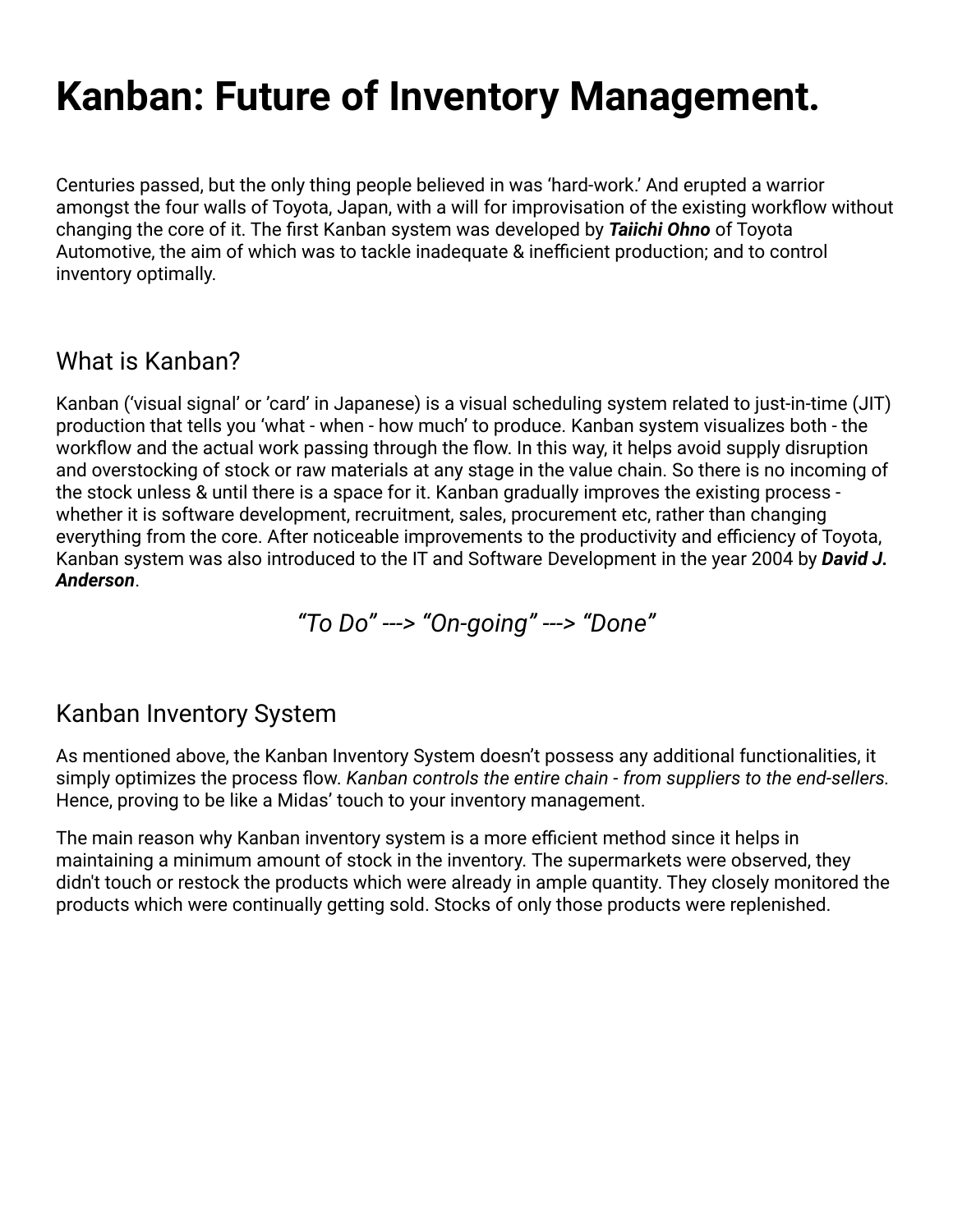# Kanban: Future of Inventory Management.

Centuries passed, but the only thing people believed in was 'hard-work.' And erupted a warrior amongst the four walls of Toyota, Japan, with a will for improvisation of the existing workflow without changing the core of it. The first Kanban system was developed by ***Taiichi Ohno*** of Toyota Automotive, the aim of which was to tackle inadequate & inefficient production; and to control inventory optimally.

## What is Kanban?

Kanban ('visual signal' or 'card' in Japanese) is a visual scheduling system related to just-in-time (JIT) production that tells you 'what - when - how much' to produce. Kanban system visualizes both - the workflow and the actual work passing through the flow. In this way, it helps avoid supply disruption and overstocking of stock or raw materials at any stage in the value chain. So there is no incoming of the stock unless & until there is a space for it. Kanban gradually improves the existing process - whether it is software development, recruitment, sales, procurement etc, rather than changing everything from the core. After noticeable improvements to the productivity and efficiency of Toyota, Kanban system was also introduced to the IT and Software Development in the year 2004 by ***David J. Anderson***.

*"To Do" ---> "On-going" ---> "Done"*

## Kanban Inventory System

As mentioned above, the Kanban Inventory System doesn't possess any additional functionalities, it simply optimizes the process flow. *Kanban controls the entire chain - from suppliers to the end-sellers*. Hence, proving to be like a Midas' touch to your inventory management.

The main reason why Kanban inventory system is a more efficient method since it helps in maintaining a minimum amount of stock in the inventory. The supermarkets were observed, they didn't touch or restock the products which were already in ample quantity. They closely monitored the products which were continually getting sold. Stocks of only those products were replenished.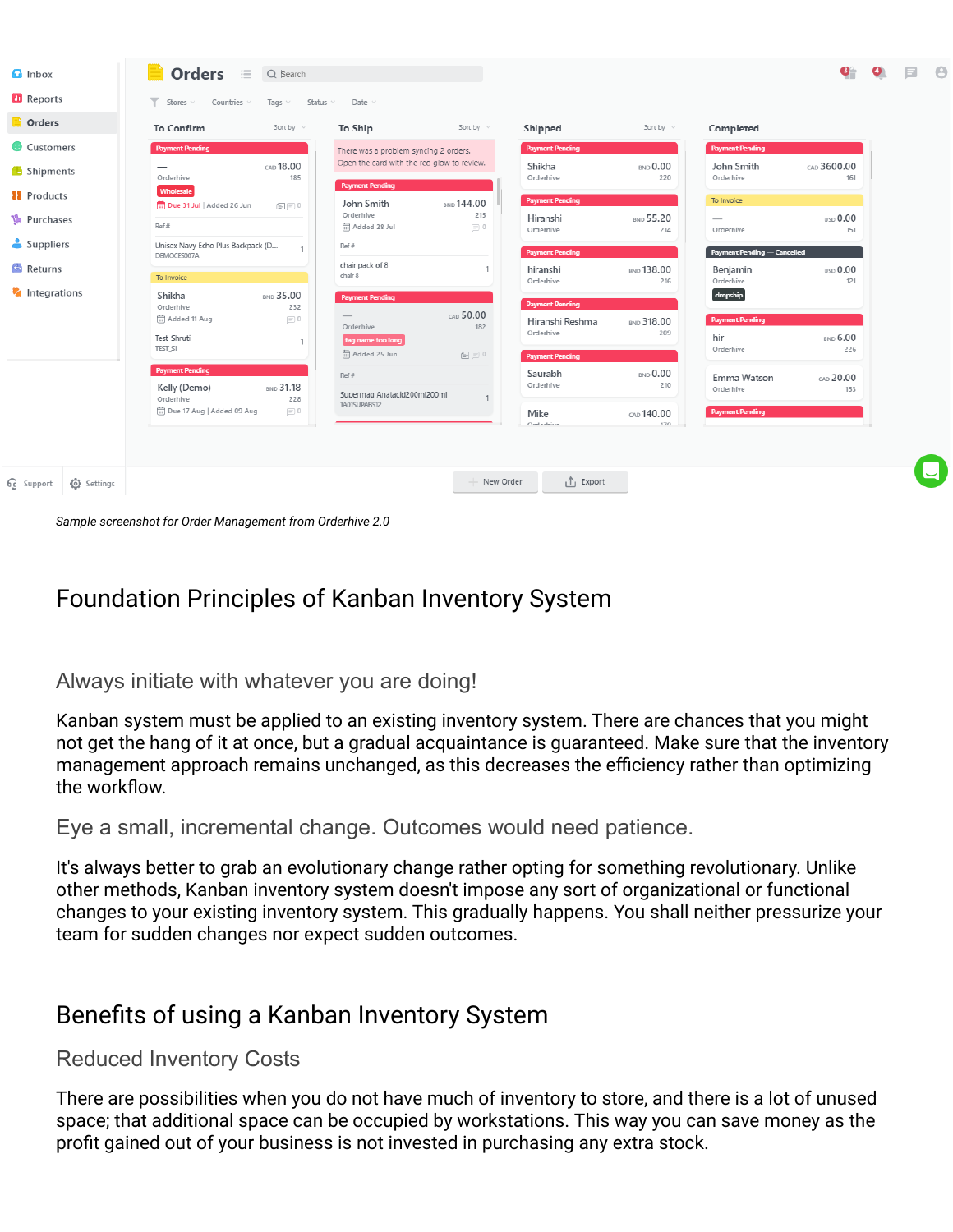*Sample screenshot for Order Management from Orderhive 2.0*

# Foundation Principles of Kanban Inventory System

## Always initiate with whatever you are doing!

Kanban system must be applied to an existing inventory system. There are chances that you might not get the hang of it at once, but a gradual acquaintance is guaranteed. Make sure that the inventory management approach remains unchanged, as this decreases the efficiency rather than optimizing the workflow.

## Eye a small, incremental change. Outcomes would need patience.

It's always better to grab an evolutionary change rather opting for something revolutionary. Unlike other methods, Kanban inventory system doesn't impose any sort of organizational or functional changes to your existing inventory system. This gradually happens. You shall neither pressurize your team for sudden changes nor expect sudden outcomes.

# Benefits of using a Kanban Inventory System

## Reduced Inventory Costs

There are possibilities when you do not have much of inventory to store, and there is a lot of unused space; that additional space can be occupied by workstations. This way you can save money as the profit gained out of your business is not invested in purchasing any extra stock.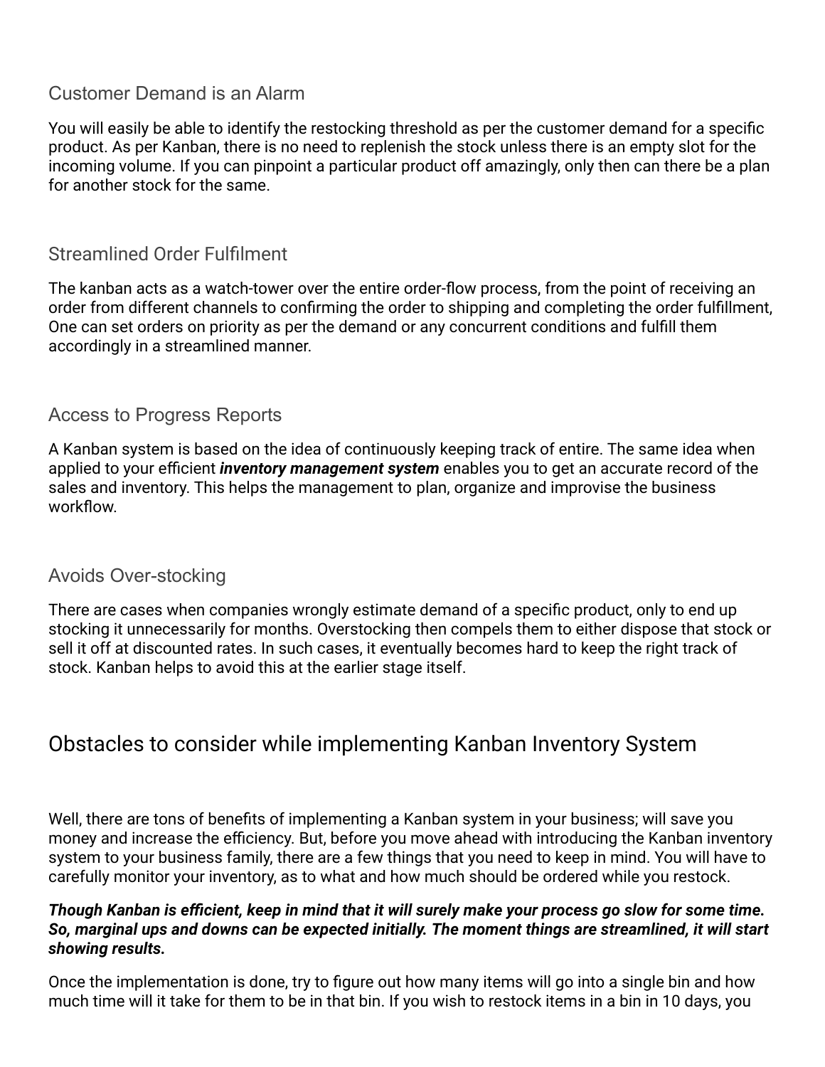### Customer Demand is an Alarm

You will easily be able to identify the restocking threshold as per the customer demand for a specific product. As per Kanban, there is no need to replenish the stock unless there is an empty slot for the incoming volume. If you can pinpoint a particular product off amazingly, only then can there be a plan for another stock for the same.

### Streamlined Order Fulfilment

The kanban acts as a watch-tower over the entire order-flow process, from the point of receiving an order from different channels to confirming the order to shipping and completing the order fulfillment, One can set orders on priority as per the demand or any concurrent conditions and fulfill them accordingly in a streamlined manner.

### Access to Progress Reports

A Kanban system is based on the idea of continuously keeping track of entire. The same idea when applied to your efficient ***inventory management system*** enables you to get an accurate record of the sales and inventory. This helps the management to plan, organize and improvise the business workflow.

### Avoids Over-stocking

There are cases when companies wrongly estimate demand of a specific product, only to end up stocking it unnecessarily for months. Overstocking then compels them to either dispose that stock or sell it off at discounted rates. In such cases, it eventually becomes hard to keep the right track of stock. Kanban helps to avoid this at the earlier stage itself.

## Obstacles to consider while implementing Kanban Inventory System

Well, there are tons of benefits of implementing a Kanban system in your business; will save you money and increase the efficiency. But, before you move ahead with introducing the Kanban inventory system to your business family, there are a few things that you need to keep in mind. You will have to carefully monitor your inventory, as to what and how much should be ordered while you restock.

***Though Kanban is efficient, keep in mind that it will surely make your process go slow for some time. So, marginal ups and downs can be expected initially. The moment things are streamlined, it will start showing results.***

Once the implementation is done, try to figure out how many items will go into a single bin and how much time will it take for them to be in that bin. If you wish to restock items in a bin in 10 days, you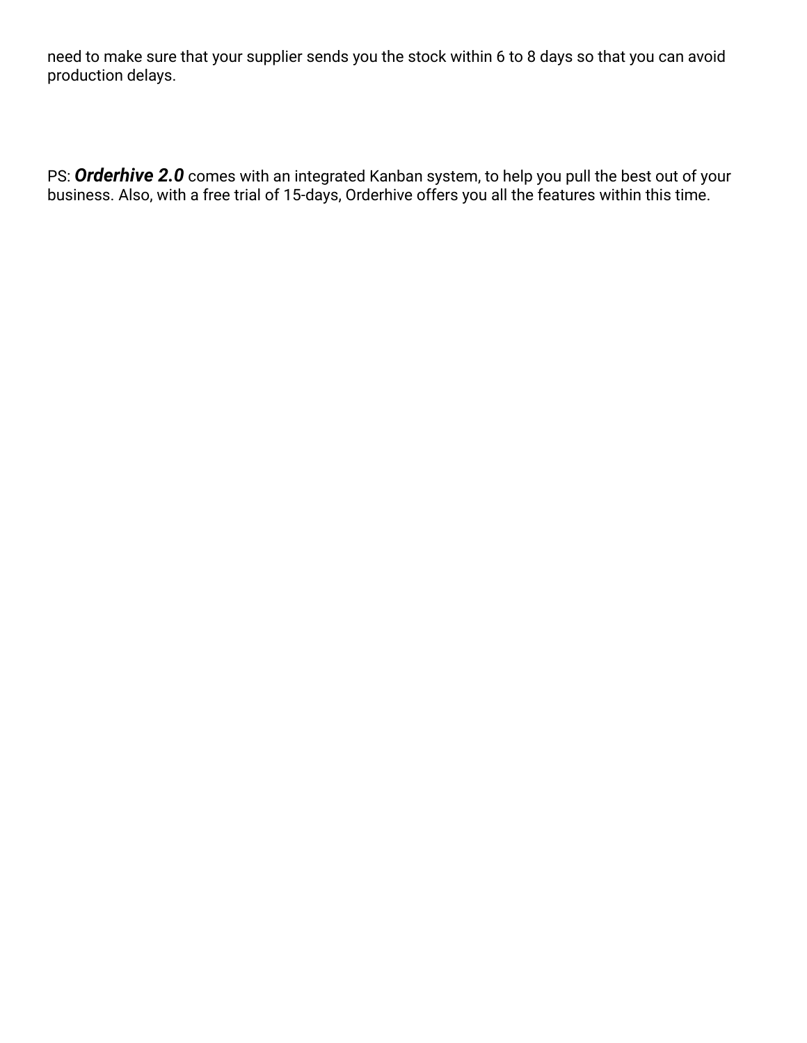need to make sure that your supplier sends you the stock within 6 to 8 days so that you can avoid production delays.

PS: ***Orderhive 2.0*** comes with an integrated Kanban system, to help you pull the best out of your business. Also, with a free trial of 15-days, Orderhive offers you all the features within this time.